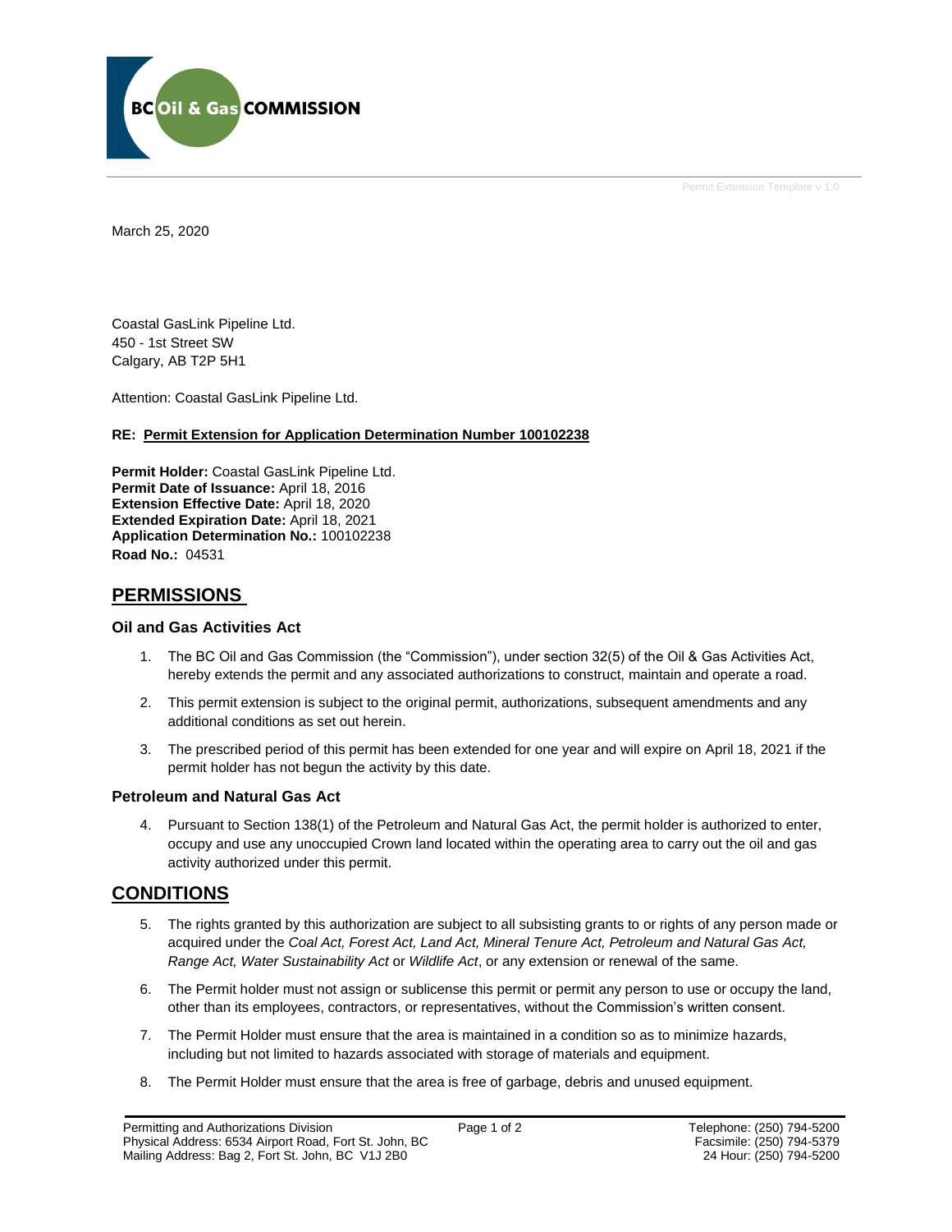BC Oil & Gas COMMISSION

Permit Extension Template v 1.0

March 25, 2020

Coastal GasLink Pipeline Ltd.
450 - 1st Street SW
Calgary, AB T2P 5H1

Attention: Coastal GasLink Pipeline Ltd.

**RE: Permit Extension for Application Determination Number 100102238**

**Permit Holder:** Coastal GasLink Pipeline Ltd.
**Permit Date of Issuance:** April 18, 2016
**Extension Effective Date:** April 18, 2020
**Extended Expiration Date:** April 18, 2021
**Application Determination No.:** 100102238
**Road No.:** 04531

## PERMISSIONS

### Oil and Gas Activities Act

1. The BC Oil and Gas Commission (the "Commission"), under section 32(5) of the Oil & Gas Activities Act, hereby extends the permit and any associated authorizations to construct, maintain and operate a road.
2. This permit extension is subject to the original permit, authorizations, subsequent amendments and any additional conditions as set out herein.
3. The prescribed period of this permit has been extended for one year and will expire on April 18, 2021 if the permit holder has not begun the activity by this date.

### Petroleum and Natural Gas Act

4. Pursuant to Section 138(1) of the Petroleum and Natural Gas Act, the permit holder is authorized to enter, occupy and use any unoccupied Crown land located within the operating area to carry out the oil and gas activity authorized under this permit.

## CONDITIONS

5. The rights granted by this authorization are subject to all subsisting grants to or rights of any person made or acquired under the *Coal Act, Forest Act, Land Act, Mineral Tenure Act, Petroleum and Natural Gas Act, Range Act, Water Sustainability Act* or *Wildlife Act*, or any extension or renewal of the same.
6. The Permit holder must not assign or sublicense this permit or permit any person to use or occupy the land, other than its employees, contractors, or representatives, without the Commission's written consent.
7. The Permit Holder must ensure that the area is maintained in a condition so as to minimize hazards, including but not limited to hazards associated with storage of materials and equipment.
8. The Permit Holder must ensure that the area is free of garbage, debris and unused equipment.

Permitting and Authorizations Division
Physical Address: 6534 Airport Road, Fort St. John, BC
Mailing Address: Bag 2, Fort St. John, BC V1J 2B0

Telephone: (250) 794-5200
Facsimile: (250) 794-5379
24 Hour: (250) 794-5200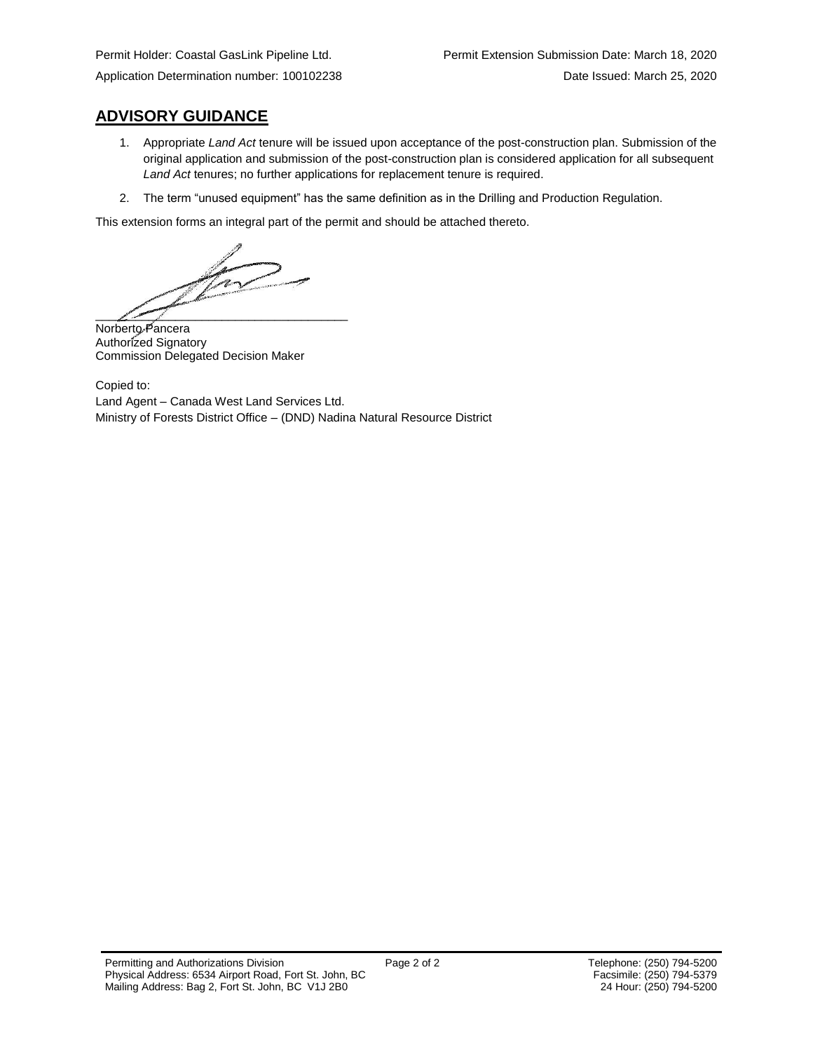Permit Holder: Coastal GasLink Pipeline Ltd.

Application Determination number: 100102238

Permit Extension Submission Date: March 18, 2020

Date Issued: March 25, 2020

## ADVISORY GUIDANCE

1. Appropriate *Land Act* tenure will be issued upon acceptance of the post-construction plan. Submission of the original application and submission of the post-construction plan is considered application for all subsequent *Land Act* tenures; no further applications for replacement tenure is required.
2. The term "unused equipment" has the same definition as in the Drilling and Production Regulation.

This extension forms an integral part of the permit and should be attached thereto.

Norberto Pancera
Authorized Signatory
Commission Delegated Decision Maker

Copied to:
Land Agent – Canada West Land Services Ltd.
Ministry of Forests District Office – (DND) Nadina Natural Resource District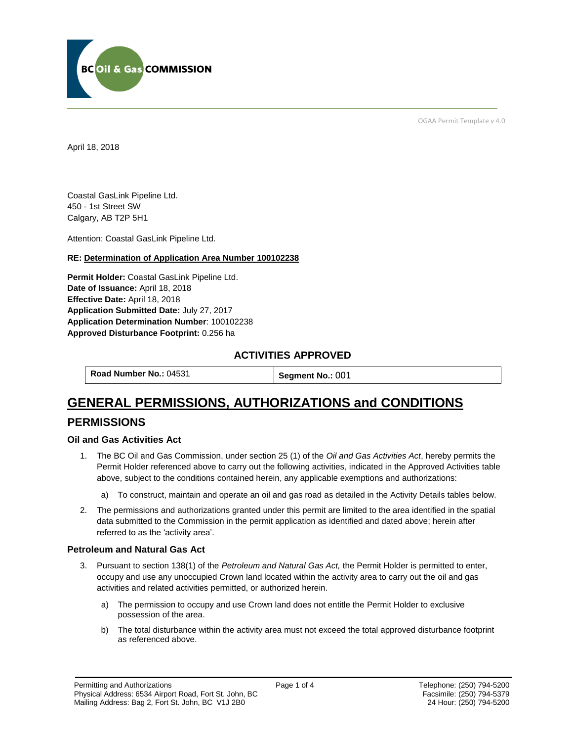BC Oil & Gas COMMISSION

OGAA Permit Template v 4.0

April 18, 2018

Coastal GasLink Pipeline Ltd.
450 - 1st Street SW
Calgary, AB T2P 5H1

Attention: Coastal GasLink Pipeline Ltd.

**RE: Determination of Application Area Number 100102238**

**Permit Holder:** Coastal GasLink Pipeline Ltd.
**Date of Issuance:** April 18, 2018
**Effective Date:** April 18, 2018
**Application Submitted Date:** July 27, 2017
**Application Determination Number**: 100102238
**Approved Disturbance Footprint:** 0.256 ha

### ACTIVITIES APPROVED

| **Road Number No.:** 04531 | **Segment No.:** 001 |
| --- | --- |

# GENERAL PERMISSIONS, AUTHORIZATIONS and CONDITIONS

## PERMISSIONS

### Oil and Gas Activities Act

1. The BC Oil and Gas Commission, under section 25 (1) of the *Oil and Gas Activities Act*, hereby permits the Permit Holder referenced above to carry out the following activities, indicated in the Approved Activities table above, subject to the conditions contained herein, any applicable exemptions and authorizations:
   a) To construct, maintain and operate an oil and gas road as detailed in the Activity Details tables below.
2. The permissions and authorizations granted under this permit are limited to the area identified in the spatial data submitted to the Commission in the permit application as identified and dated above; herein after referred to as the 'activity area'.

### Petroleum and Natural Gas Act

3. Pursuant to section 138(1) of the *Petroleum and Natural Gas Act,* the Permit Holder is permitted to enter, occupy and use any unoccupied Crown land located within the activity area to carry out the oil and gas activities and related activities permitted, or authorized herein.
   a) The permission to occupy and use Crown land does not entitle the Permit Holder to exclusive possession of the area.
   b) The total disturbance within the activity area must not exceed the total approved disturbance footprint as referenced above.

Permitting and Authorizations
Physical Address: 6534 Airport Road, Fort St. John, BC
Mailing Address: Bag 2, Fort St. John, BC V1J 2B0

Telephone: (250) 794-5200
Facsimile: (250) 794-5379
24 Hour: (250) 794-5200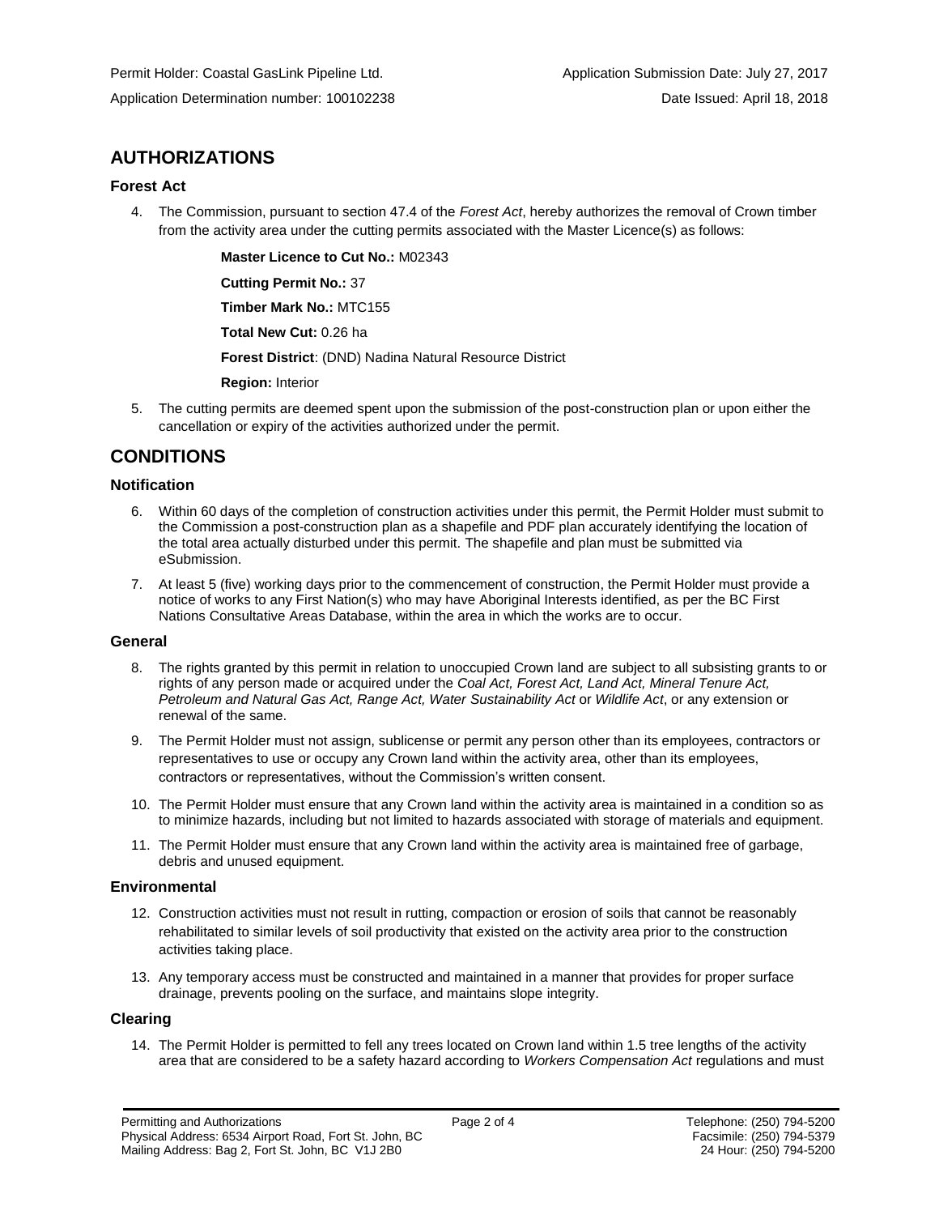Permit Holder: Coastal GasLink Pipeline Ltd.

Application Determination number: 100102238

Application Submission Date: July 27, 2017

Date Issued: April 18, 2018

## AUTHORIZATIONS

### Forest Act

4. The Commission, pursuant to section 47.4 of the *Forest Act*, hereby authorizes the removal of Crown timber from the activity area under the cutting permits associated with the Master Licence(s) as follows:

   **Master Licence to Cut No.:** M02343

   **Cutting Permit No.:** 37

   **Timber Mark No.:** MTC155

   **Total New Cut:** 0.26 ha

   **Forest District**: (DND) Nadina Natural Resource District

   **Region:** Interior

5. The cutting permits are deemed spent upon the submission of the post-construction plan or upon either the cancellation or expiry of the activities authorized under the permit.

## CONDITIONS

### Notification

6. Within 60 days of the completion of construction activities under this permit, the Permit Holder must submit to the Commission a post-construction plan as a shapefile and PDF plan accurately identifying the location of the total area actually disturbed under this permit. The shapefile and plan must be submitted via eSubmission.

7. At least 5 (five) working days prior to the commencement of construction, the Permit Holder must provide a notice of works to any First Nation(s) who may have Aboriginal Interests identified, as per the BC First Nations Consultative Areas Database, within the area in which the works are to occur.

### General

8. The rights granted by this permit in relation to unoccupied Crown land are subject to all subsisting grants to or rights of any person made or acquired under the *Coal Act, Forest Act, Land Act, Mineral Tenure Act, Petroleum and Natural Gas Act, Range Act, Water Sustainability Act* or *Wildlife Act*, or any extension or renewal of the same.

9. The Permit Holder must not assign, sublicense or permit any person other than its employees, contractors or representatives to use or occupy any Crown land within the activity area, other than its employees, contractors or representatives, without the Commission's written consent.

10. The Permit Holder must ensure that any Crown land within the activity area is maintained in a condition so as to minimize hazards, including but not limited to hazards associated with storage of materials and equipment.

11. The Permit Holder must ensure that any Crown land within the activity area is maintained free of garbage, debris and unused equipment.

### Environmental

12. Construction activities must not result in rutting, compaction or erosion of soils that cannot be reasonably rehabilitated to similar levels of soil productivity that existed on the activity area prior to the construction activities taking place.

13. Any temporary access must be constructed and maintained in a manner that provides for proper surface drainage, prevents pooling on the surface, and maintains slope integrity.

### Clearing

14. The Permit Holder is permitted to fell any trees located on Crown land within 1.5 tree lengths of the activity area that are considered to be a safety hazard according to *Workers Compensation Act* regulations and must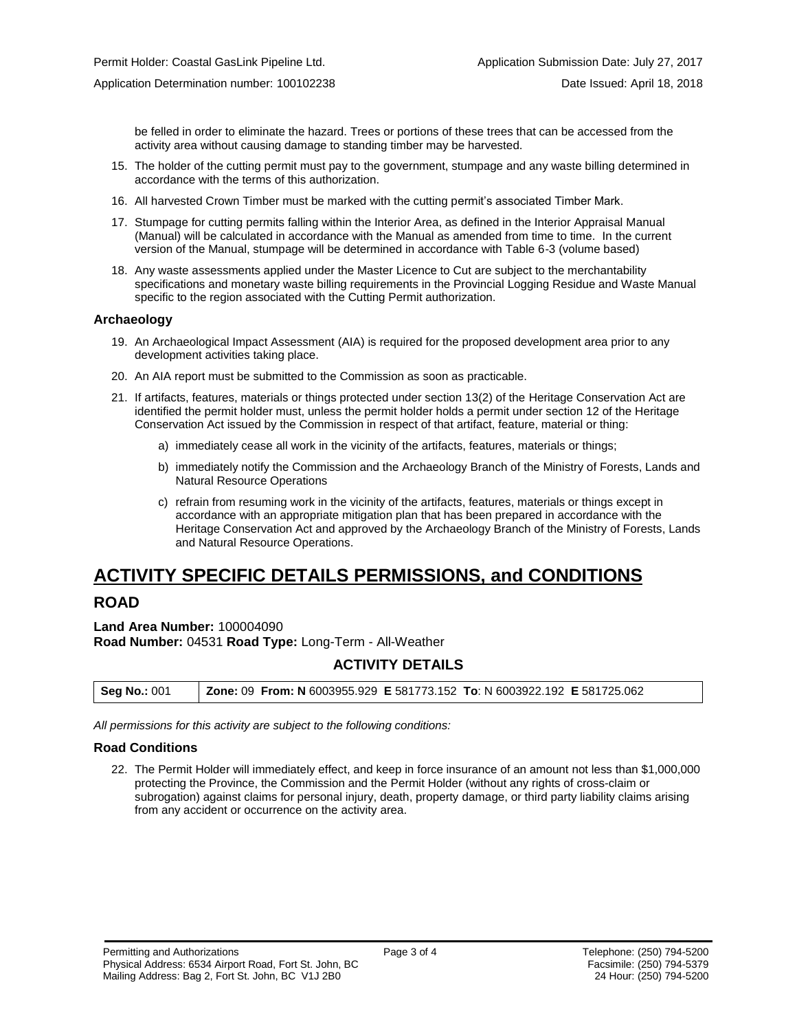be felled in order to eliminate the hazard. Trees or portions of these trees that can be accessed from the activity area without causing damage to standing timber may be harvested.

15. The holder of the cutting permit must pay to the government, stumpage and any waste billing determined in accordance with the terms of this authorization.
16. All harvested Crown Timber must be marked with the cutting permit's associated Timber Mark.
17. Stumpage for cutting permits falling within the Interior Area, as defined in the Interior Appraisal Manual (Manual) will be calculated in accordance with the Manual as amended from time to time. In the current version of the Manual, stumpage will be determined in accordance with Table 6-3 (volume based)
18. Any waste assessments applied under the Master Licence to Cut are subject to the merchantability specifications and monetary waste billing requirements in the Provincial Logging Residue and Waste Manual specific to the region associated with the Cutting Permit authorization.

### Archaeology

19. An Archaeological Impact Assessment (AIA) is required for the proposed development area prior to any development activities taking place.
20. An AIA report must be submitted to the Commission as soon as practicable.
21. If artifacts, features, materials or things protected under section 13(2) of the Heritage Conservation Act are identified the permit holder must, unless the permit holder holds a permit under section 12 of the Heritage Conservation Act issued by the Commission in respect of that artifact, feature, material or thing:
    a) immediately cease all work in the vicinity of the artifacts, features, materials or things;
    b) immediately notify the Commission and the Archaeology Branch of the Ministry of Forests, Lands and Natural Resource Operations
    c) refrain from resuming work in the vicinity of the artifacts, features, materials or things except in accordance with an appropriate mitigation plan that has been prepared in accordance with the Heritage Conservation Act and approved by the Archaeology Branch of the Ministry of Forests, Lands and Natural Resource Operations.

# ACTIVITY SPECIFIC DETAILS PERMISSIONS, and CONDITIONS

## ROAD

**Land Area Number:** 100004090
**Road Number:** 04531 **Road Type:** Long-Term - All-Weather

### ACTIVITY DETAILS

| **Seg No.:** 001 | **Zone:** 09 **From: N** 6003955.929 **E** 581773.152 **To**: N 6003922.192 **E** 581725.062 |
|---|---|

*All permissions for this activity are subject to the following conditions:*

### Road Conditions

22. The Permit Holder will immediately effect, and keep in force insurance of an amount not less than $1,000,000 protecting the Province, the Commission and the Permit Holder (without any rights of cross-claim or subrogation) against claims for personal injury, death, property damage, or third party liability claims arising from any accident or occurrence on the activity area.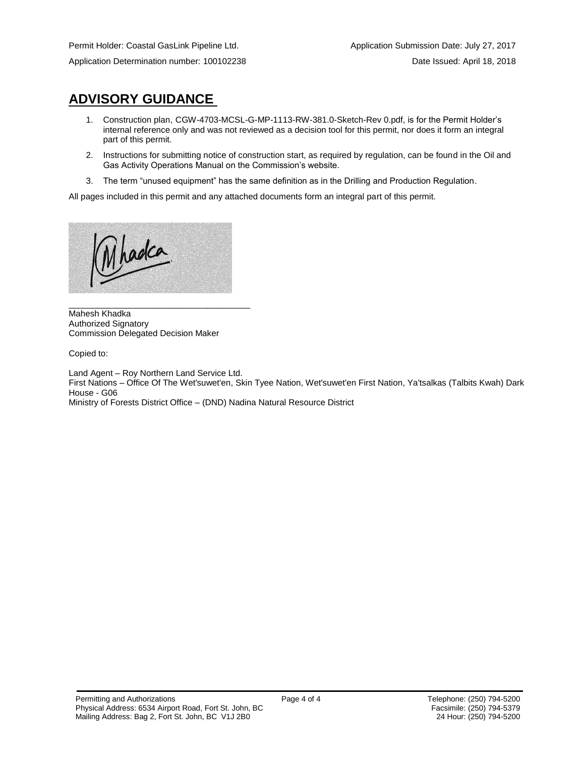Permit Holder: Coastal GasLink Pipeline Ltd.
Application Submission Date: July 27, 2017

Application Determination number: 100102238
Date Issued: April 18, 2018

## ADVISORY GUIDANCE

1. Construction plan, CGW-4703-MCSL-G-MP-1113-RW-381.0-Sketch-Rev 0.pdf, is for the Permit Holder's internal reference only and was not reviewed as a decision tool for this permit, nor does it form an integral part of this permit.
2. Instructions for submitting notice of construction start, as required by regulation, can be found in the Oil and Gas Activity Operations Manual on the Commission's website.
3. The term "unused equipment" has the same definition as in the Drilling and Production Regulation.

All pages included in this permit and any attached documents form an integral part of this permit.

Mahesh Khadka
Authorized Signatory
Commission Delegated Decision Maker

Copied to:

Land Agent – Roy Northern Land Service Ltd.
First Nations – Office Of The Wet'suwet'en, Skin Tyee Nation, Wet'suwet'en First Nation, Ya'tsalkas (Talbits Kwah) Dark House - G06
Ministry of Forests District Office – (DND) Nadina Natural Resource District

Permitting and Authorizations
Physical Address: 6534 Airport Road, Fort St. John, BC
Mailing Address: Bag 2, Fort St. John, BC V1J 2B0

Telephone: (250) 794-5200
Facsimile: (250) 794-5379
24 Hour: (250) 794-5200